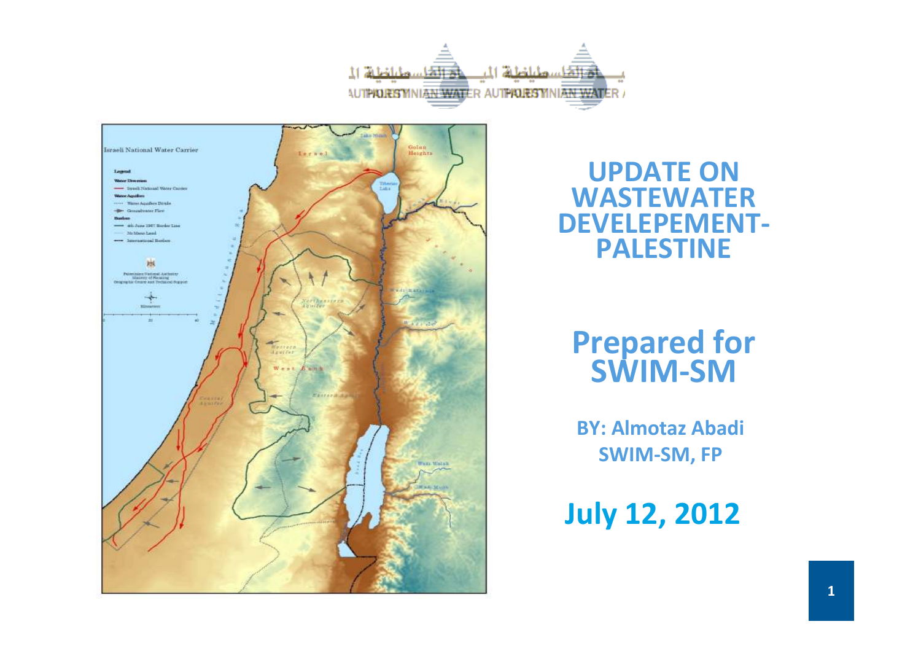# UPDATE ON WASTEWATER DEVELEPEMENT-PALESTINE

## Prepared for SWIM-SM

**BY: Almotaz Abadi**
**SWIM-SM, FP**

**July 12, 2012**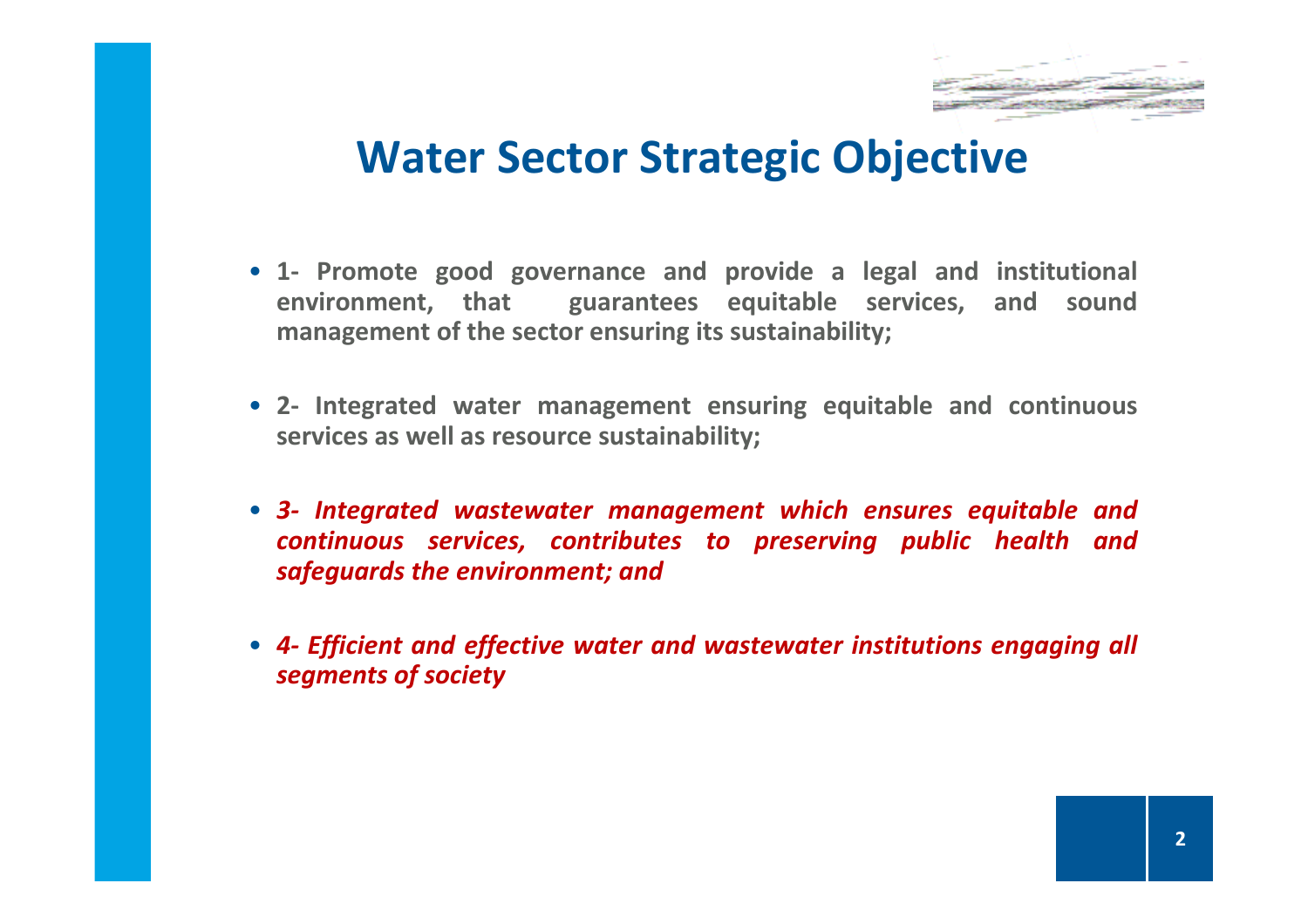# Water Sector Strategic Objective

- **1- Promote good governance and provide a legal and institutional environment, that guarantees equitable services, and sound management of the sector ensuring its sustainability;**
- **2- Integrated water management ensuring equitable and continuous services as well as resource sustainability;**
- ***3- Integrated wastewater management which ensures equitable and continuous services, contributes to preserving public health and safeguards the environment; and***
- ***4- Efficient and effective water and wastewater institutions engaging all segments of society***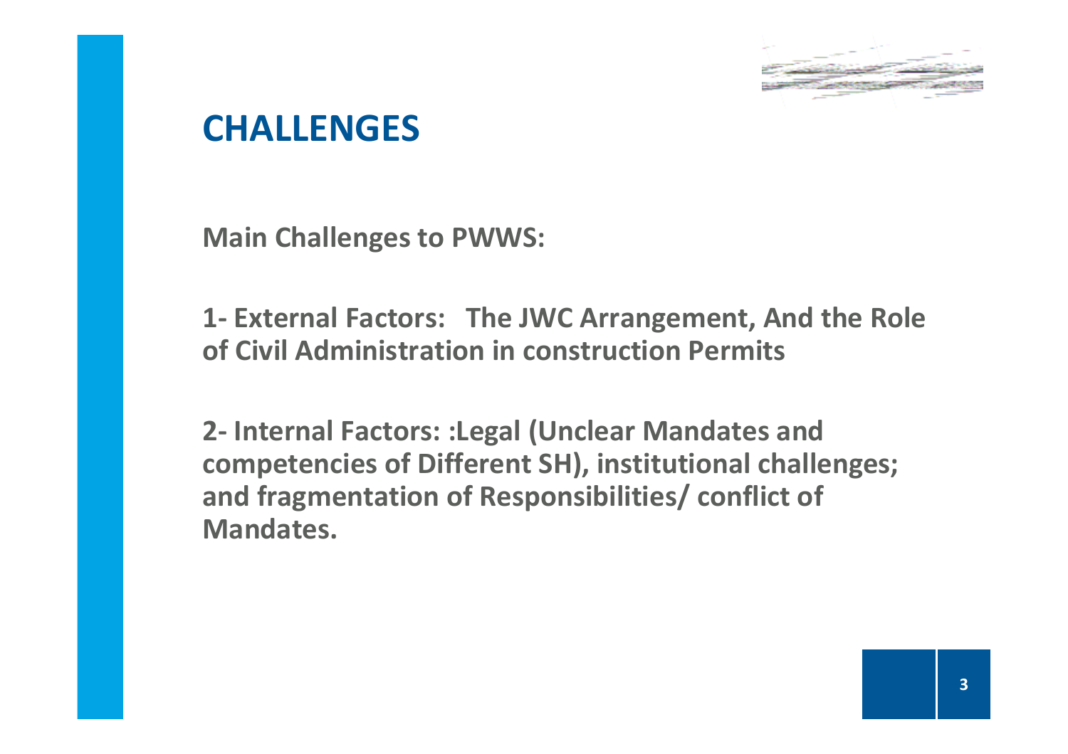# CHALLENGES

**Main Challenges to PWWS:**

**1- External Factors: The JWC Arrangement, And the Role of Civil Administration in construction Permits**

**2- Internal Factors: :Legal (Unclear Mandates and competencies of Different SH), institutional challenges; and fragmentation of Responsibilities/ conflict of Mandates.**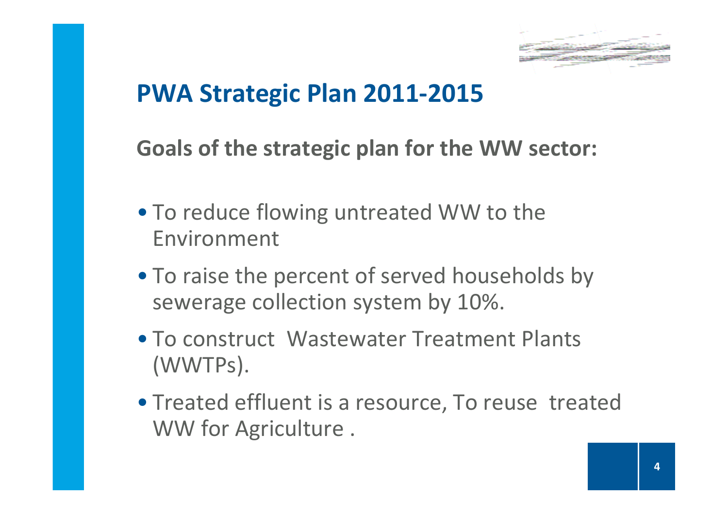# PWA Strategic Plan 2011-2015

**Goals of the strategic plan for the WW sector:**

- To reduce flowing untreated WW to the Environment
- To raise the percent of served households by sewerage collection system by 10%.
- To construct Wastewater Treatment Plants (WWTPs).
- Treated effluent is a resource, To reuse treated WW for Agriculture .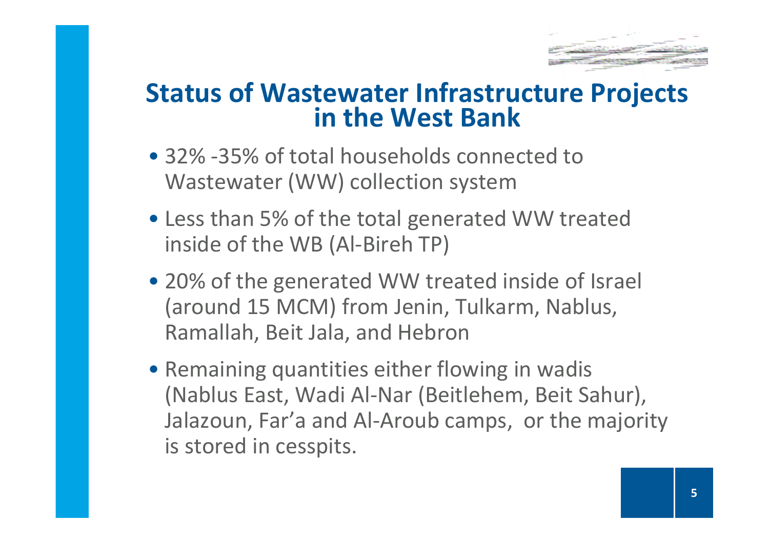# Status of Wastewater Infrastructure Projects in the West Bank

- 32% -35% of total households connected to Wastewater (WW) collection system
- Less than 5% of the total generated WW treated inside of the WB (Al-Bireh TP)
- 20% of the generated WW treated inside of Israel (around 15 MCM) from Jenin, Tulkarm, Nablus, Ramallah, Beit Jala, and Hebron
- Remaining quantities either flowing in wadis (Nablus East, Wadi Al-Nar (Beitlehem, Beit Sahur), Jalazoun, Far'a and Al-Aroub camps, or the majority is stored in cesspits.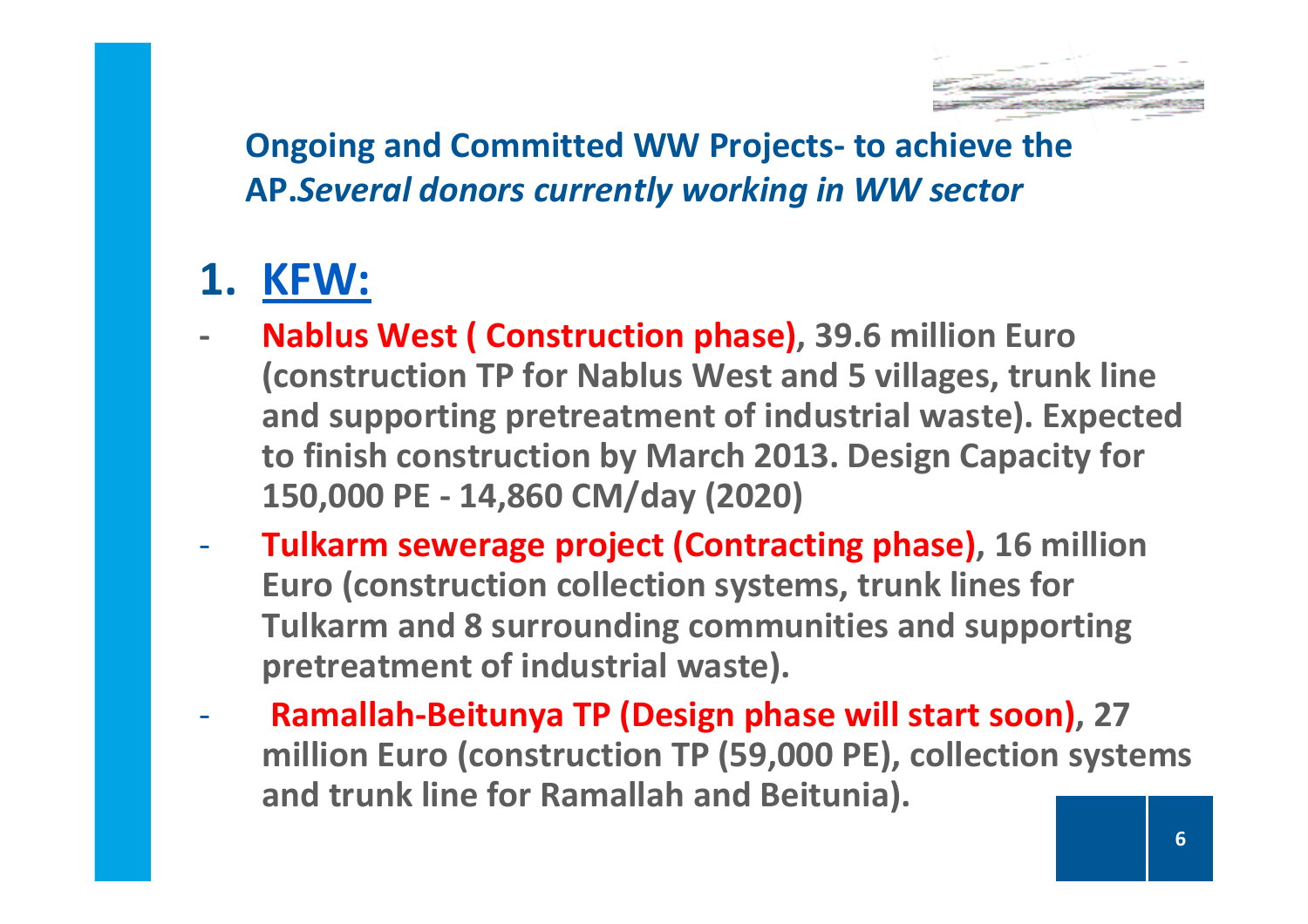**Ongoing and Committed WW Projects- to achieve the AP.*Several donors currently working in WW sector***

## 1. KFW:

- **Nablus West ( Construction phase)**, 39.6 million Euro (construction TP for Nablus West and 5 villages, trunk line and supporting pretreatment of industrial waste). Expected to finish construction by March 2013. Design Capacity for 150,000 PE - 14,860 CM/day (2020)
- **Tulkarm sewerage project (Contracting phase)**, 16 million Euro (construction collection systems, trunk lines for Tulkarm and 8 surrounding communities and supporting pretreatment of industrial waste).
- **Ramallah-Beitunya TP (Design phase will start soon)**, 27 million Euro (construction TP (59,000 PE), collection systems and trunk line for Ramallah and Beitunia).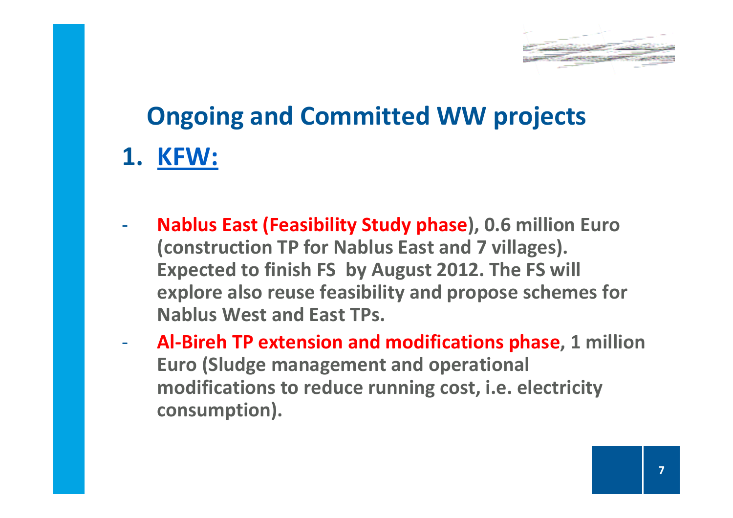# Ongoing and Committed WW projects

## 1. KFW:

- **Nablus East (Feasibility Study phase), 0.6 million Euro (construction TP for Nablus East and 7 villages). Expected to finish FS by August 2012. The FS will explore also reuse feasibility and propose schemes for Nablus West and East TPs.**
- **Al-Bireh TP extension and modifications phase, 1 million Euro (Sludge management and operational modifications to reduce running cost, i.e. electricity consumption).**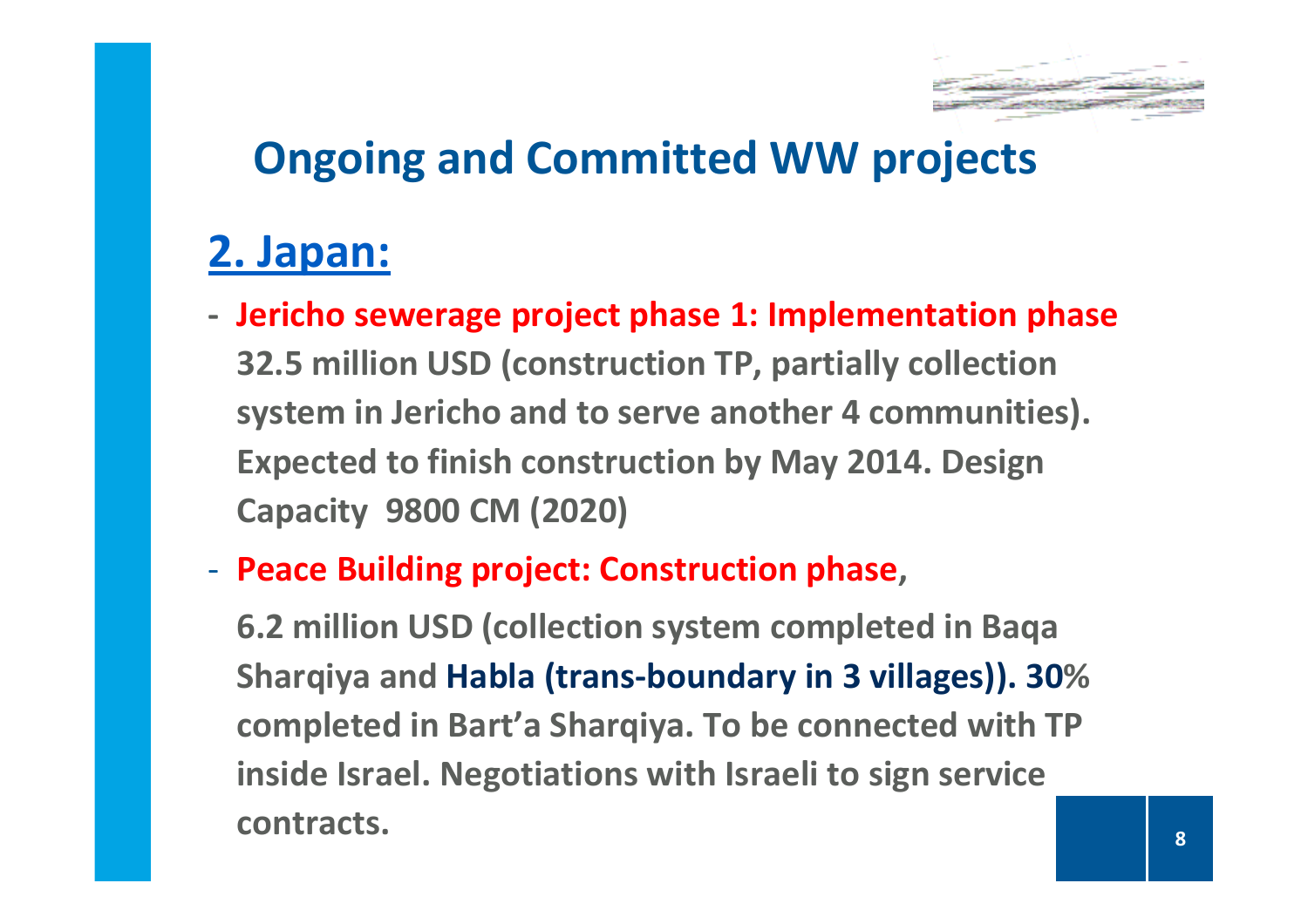# Ongoing and Committed WW projects

## 2. Japan:

- **Jericho sewerage project phase 1: Implementation phase**
  **32.5 million USD (construction TP, partially collection system in Jericho and to serve another 4 communities). Expected to finish construction by May 2014. Design Capacity 9800 CM (2020)**

- **Peace Building project: Construction phase,**

  **6.2 million USD (collection system completed in Baqa Sharqiya and Habla (trans-boundary in 3 villages)). 30% completed in Bart'a Sharqiya. To be connected with TP inside Israel. Negotiations with Israeli to sign service contracts.**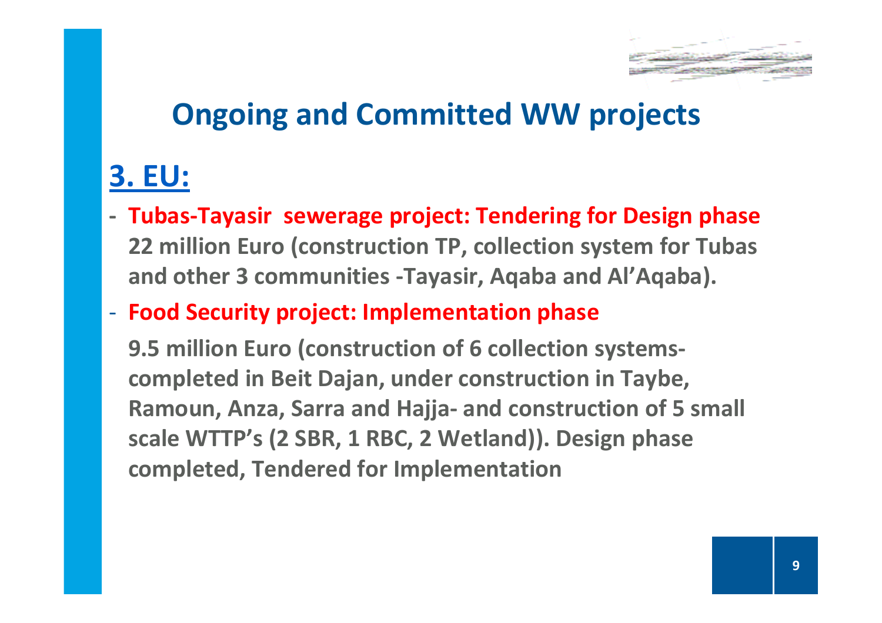# Ongoing and Committed WW projects

## 3. EU:

- **Tubas-Tayasir sewerage project: Tendering for Design phase**
  **22 million Euro (construction TP, collection system for Tubas and other 3 communities -Tayasir, Aqaba and Al'Aqaba).**

- **Food Security project: Implementation phase**

  **9.5 million Euro (construction of 6 collection systems- completed in Beit Dajan, under construction in Taybe, Ramoun, Anza, Sarra and Hajja- and construction of 5 small scale WTTP's (2 SBR, 1 RBC, 2 Wetland)). Design phase completed, Tendered for Implementation**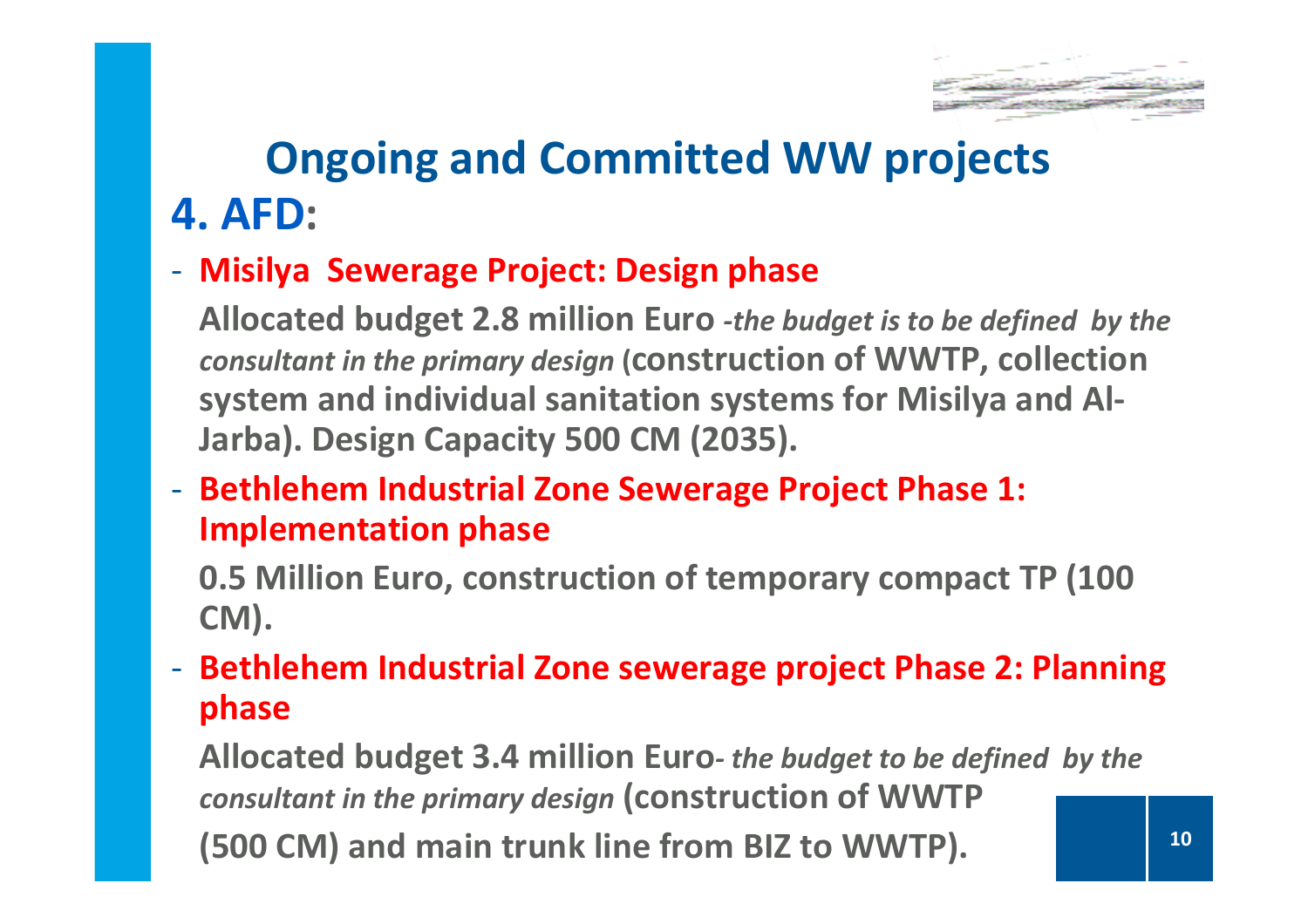# Ongoing and Committed WW projects

## 4. AFD:

- **Misilya Sewerage Project: Design phase**

  **Allocated budget 2.8 million Euro** ***-the budget is to be defined by the consultant in the primary design*** **(construction of WWTP, collection system and individual sanitation systems for Misilya and Al-Jarba). Design Capacity 500 CM (2035).**

- **Bethlehem Industrial Zone Sewerage Project Phase 1: Implementation phase**

  **0.5 Million Euro, construction of temporary compact TP (100 CM).**

- **Bethlehem Industrial Zone sewerage project Phase 2: Planning phase**

  **Allocated budget 3.4 million Euro-** ***the budget to be defined by the consultant in the primary design*** **(construction of WWTP (500 CM) and main trunk line from BIZ to WWTP).**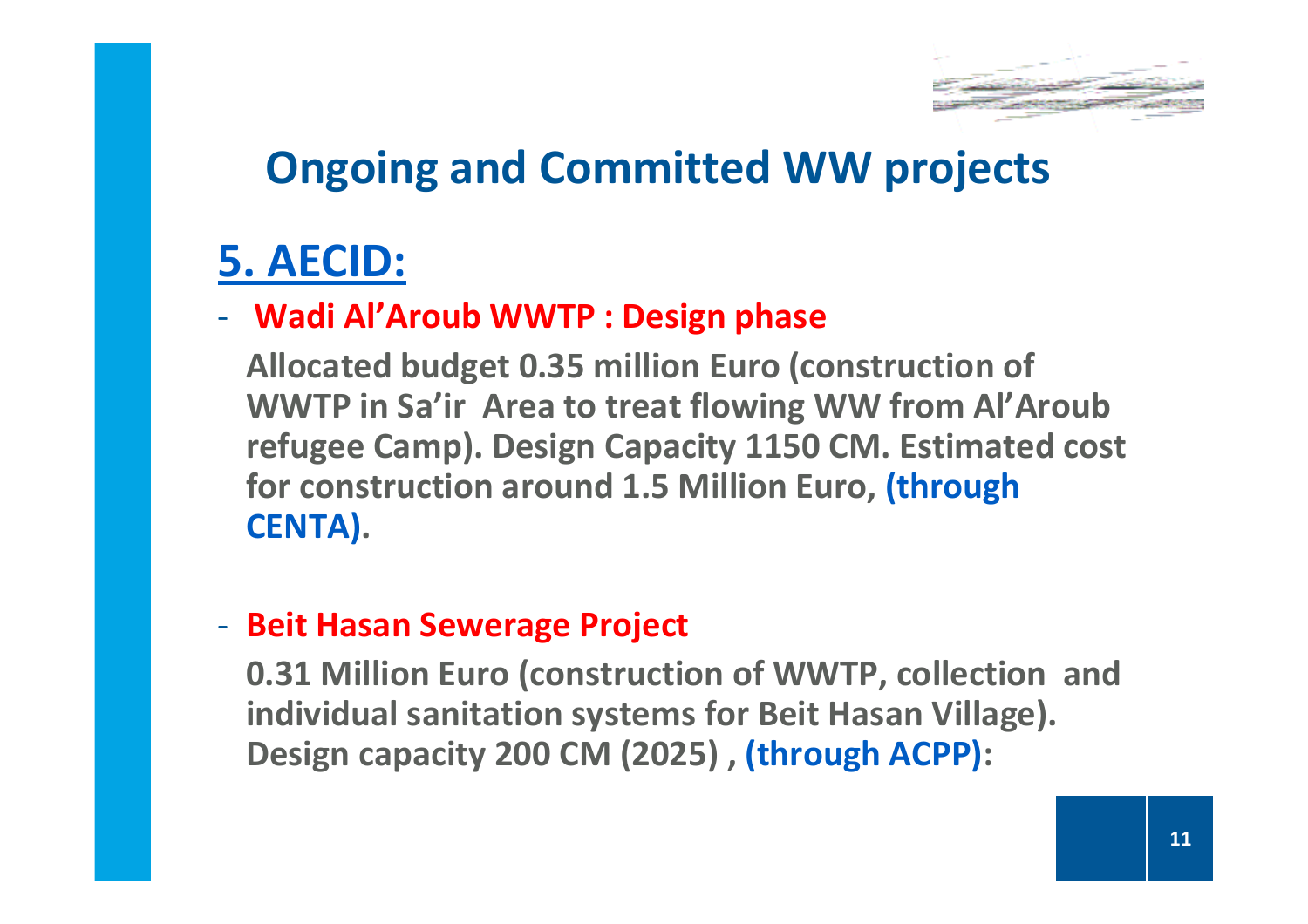# Ongoing and Committed WW projects

## 5. AECID:

- **Wadi Al'Aroub WWTP : Design phase**

  **Allocated budget 0.35 million Euro (construction of WWTP in Sa'ir Area to treat flowing WW from Al'Aroub refugee Camp). Design Capacity 1150 CM. Estimated cost for construction around 1.5 Million Euro, (through CENTA).**

- **Beit Hasan Sewerage Project**

  **0.31 Million Euro (construction of WWTP, collection and individual sanitation systems for Beit Hasan Village). Design capacity 200 CM (2025) , (through ACPP):**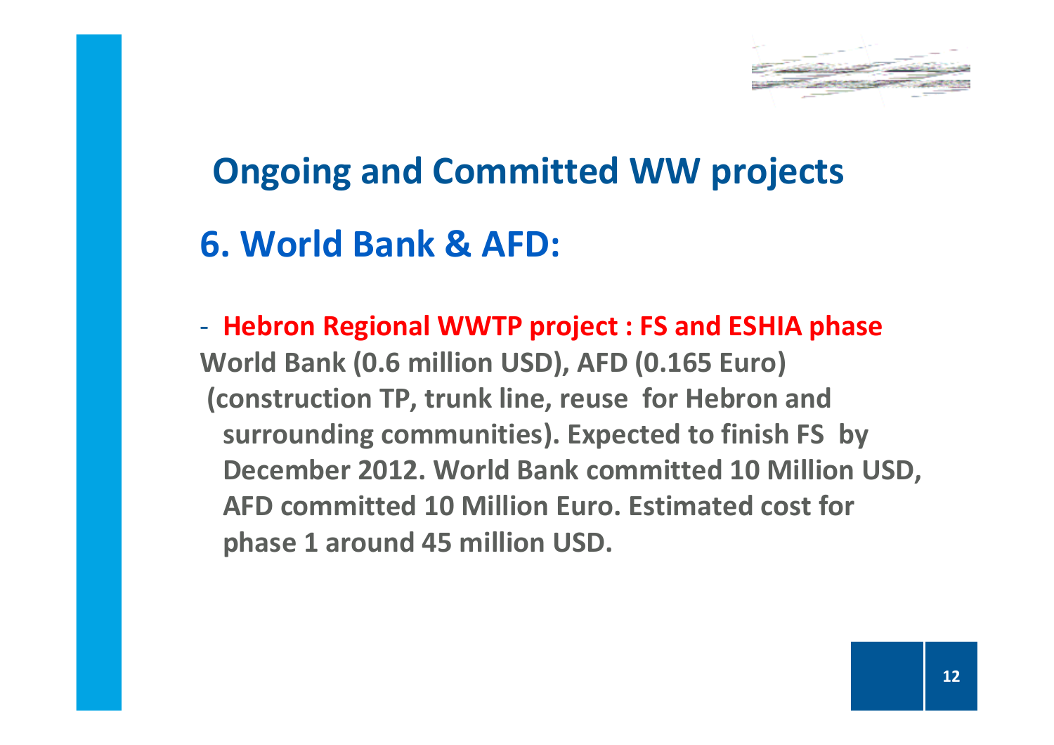# Ongoing and Committed WW projects

## 6. World Bank & AFD:

- **Hebron Regional WWTP project : FS and ESHIA phase**

**World Bank (0.6 million USD), AFD (0.165 Euro) (construction TP, trunk line, reuse for Hebron and surrounding communities). Expected to finish FS by December 2012. World Bank committed 10 Million USD, AFD committed 10 Million Euro. Estimated cost for phase 1 around 45 million USD.**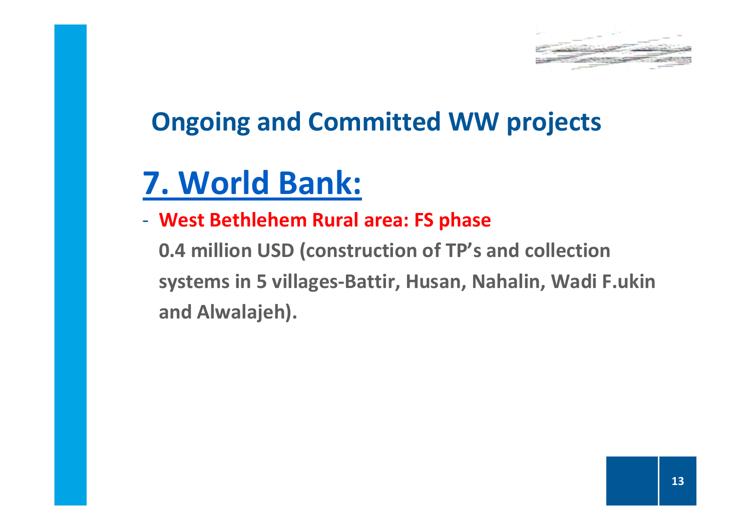## Ongoing and Committed WW projects

# 7. World Bank:

- **West Bethlehem Rural area: FS phase**

  **0.4 million USD (construction of TP's and collection systems in 5 villages-Battir, Husan, Nahalin, Wadi F.ukin and Alwalajeh).**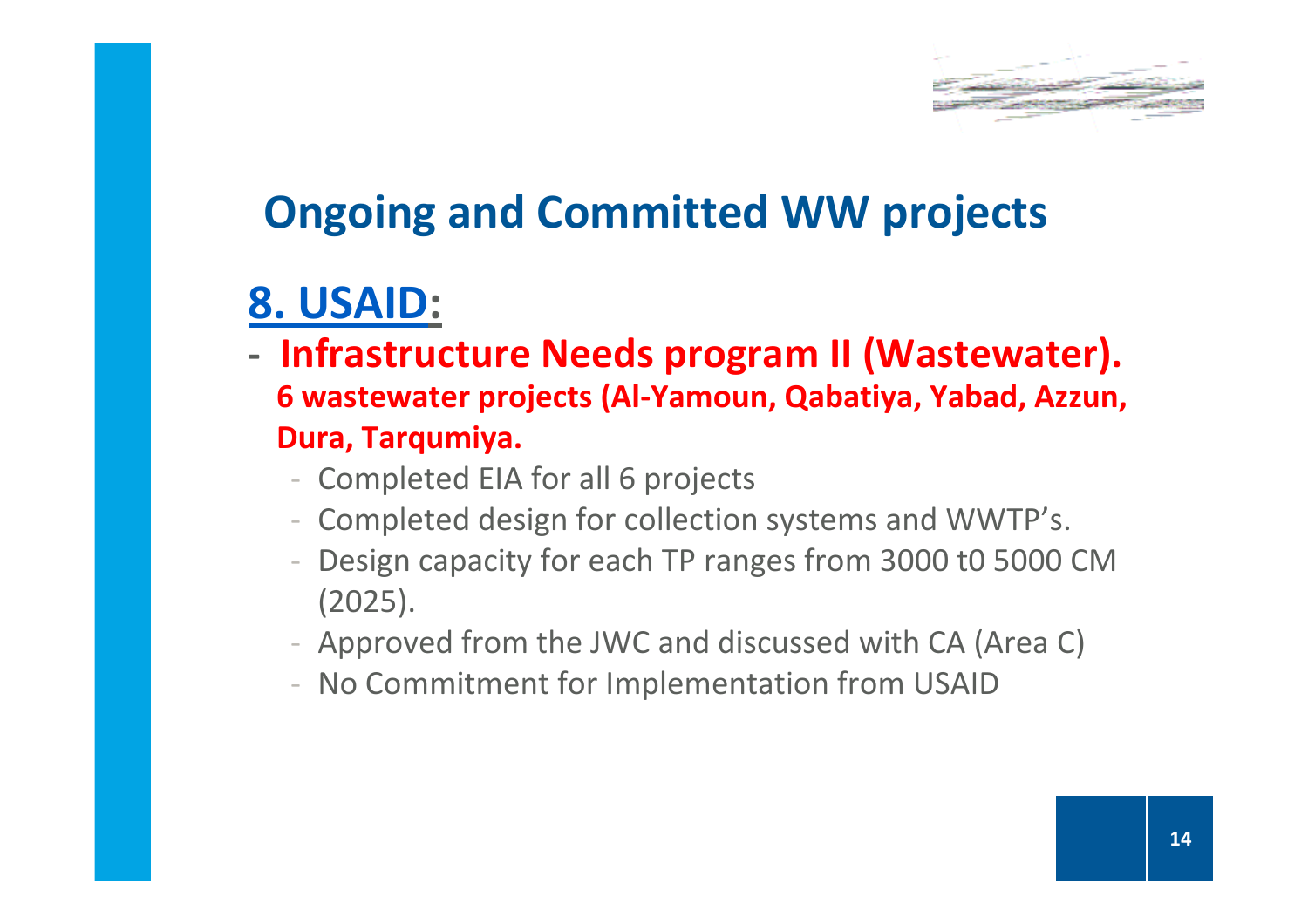# Ongoing and Committed WW projects

## 8. USAID:

- **Infrastructure Needs program II (Wastewater).**
  **6 wastewater projects (Al-Yamoun, Qabatiya, Yabad, Azzun, Dura, Tarqumiya.**
  - Completed EIA for all 6 projects
  - Completed design for collection systems and WWTP's.
  - Design capacity for each TP ranges from 3000 t0 5000 CM (2025).
  - Approved from the JWC and discussed with CA (Area C)
  - No Commitment for Implementation from USAID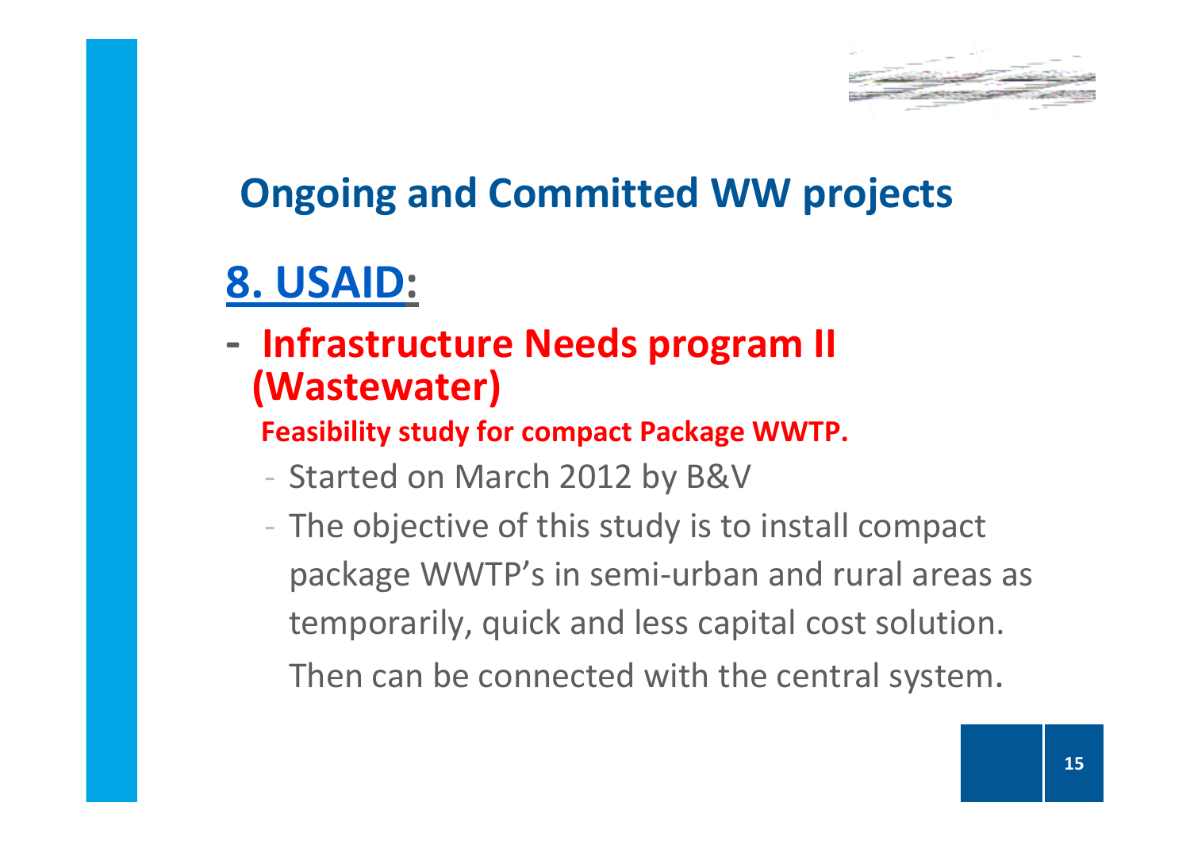# Ongoing and Committed WW projects

## 8. USAID:

- **Infrastructure Needs program II (Wastewater)**

  **Feasibility study for compact Package WWTP.**

  - Started on March 2012 by B&V
  - The objective of this study is to install compact package WWTP's in semi-urban and rural areas as temporarily, quick and less capital cost solution. Then can be connected with the central system.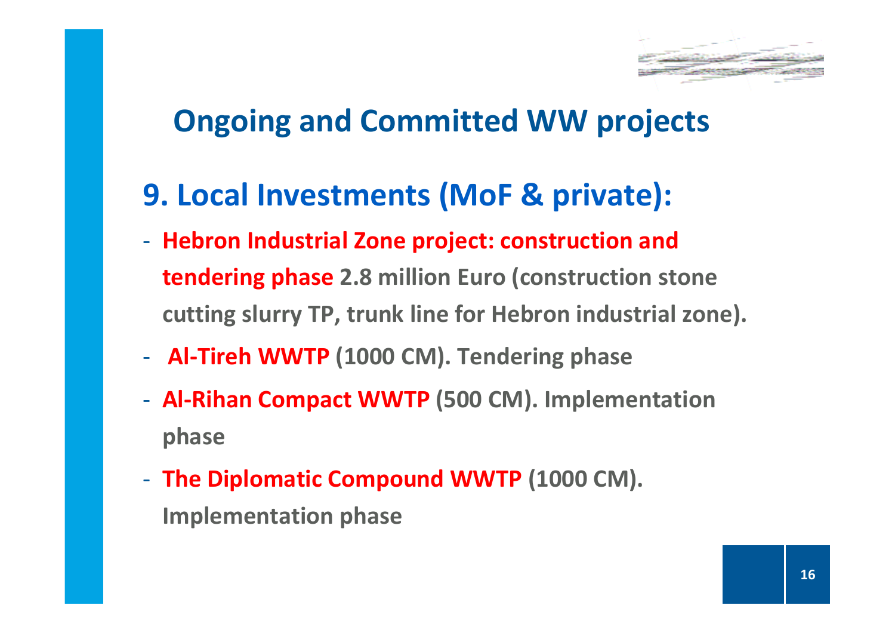# Ongoing and Committed WW projects

## 9. Local Investments (MoF & private):

- **Hebron Industrial Zone project: construction and tendering phase** 2.8 million Euro (construction stone cutting slurry TP, trunk line for Hebron industrial zone).
- **Al-Tireh WWTP** (1000 CM). Tendering phase
- **Al-Rihan Compact WWTP** (500 CM). Implementation phase
- **The Diplomatic Compound WWTP** (1000 CM). Implementation phase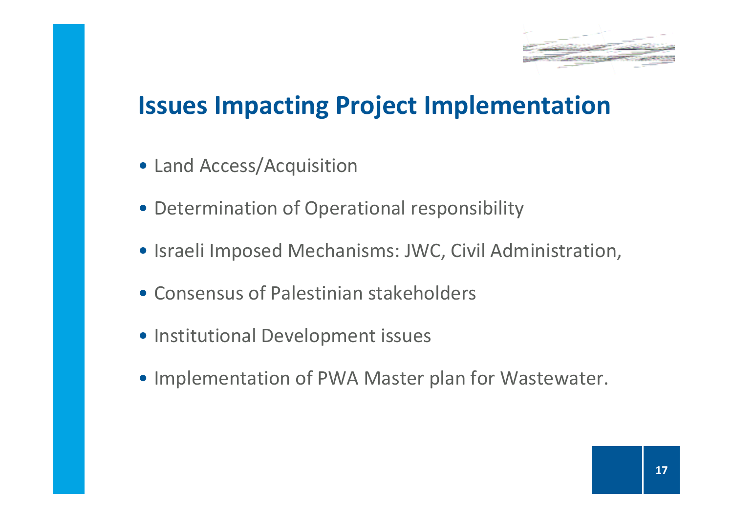# Issues Impacting Project Implementation

- Land Access/Acquisition
- Determination of Operational responsibility
- Israeli Imposed Mechanisms: JWC, Civil Administration,
- Consensus of Palestinian stakeholders
- Institutional Development issues
- Implementation of PWA Master plan for Wastewater.